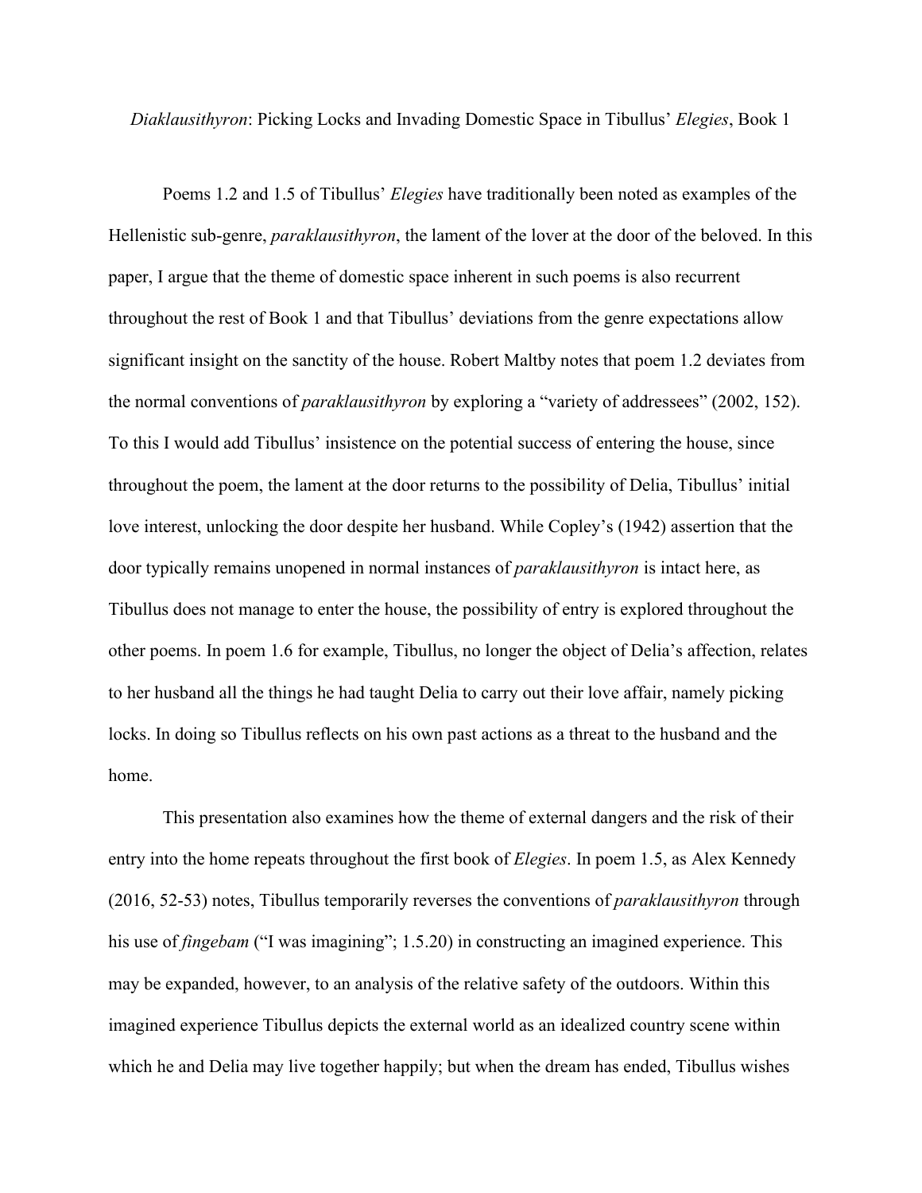*Diaklausithyron*: Picking Locks and Invading Domestic Space in Tibullus' *Elegies*, Book 1

Poems 1.2 and 1.5 of Tibullus' *Elegies* have traditionally been noted as examples of the Hellenistic sub-genre, *paraklausithyron*, the lament of the lover at the door of the beloved. In this paper, I argue that the theme of domestic space inherent in such poems is also recurrent throughout the rest of Book 1 and that Tibullus' deviations from the genre expectations allow significant insight on the sanctity of the house. Robert Maltby notes that poem 1.2 deviates from the normal conventions of *paraklausithyron* by exploring a "variety of addressees" (2002, 152). To this I would add Tibullus' insistence on the potential success of entering the house, since throughout the poem, the lament at the door returns to the possibility of Delia, Tibullus' initial love interest, unlocking the door despite her husband. While Copley's (1942) assertion that the door typically remains unopened in normal instances of *paraklausithyron* is intact here, as Tibullus does not manage to enter the house, the possibility of entry is explored throughout the other poems. In poem 1.6 for example, Tibullus, no longer the object of Delia's affection, relates to her husband all the things he had taught Delia to carry out their love affair, namely picking locks. In doing so Tibullus reflects on his own past actions as a threat to the husband and the home.

This presentation also examines how the theme of external dangers and the risk of their entry into the home repeats throughout the first book of *Elegies*. In poem 1.5, as Alex Kennedy (2016, 52-53) notes, Tibullus temporarily reverses the conventions of *paraklausithyron* through his use of *fingebam* ("I was imagining"; 1.5.20) in constructing an imagined experience. This may be expanded, however, to an analysis of the relative safety of the outdoors. Within this imagined experience Tibullus depicts the external world as an idealized country scene within which he and Delia may live together happily; but when the dream has ended, Tibullus wishes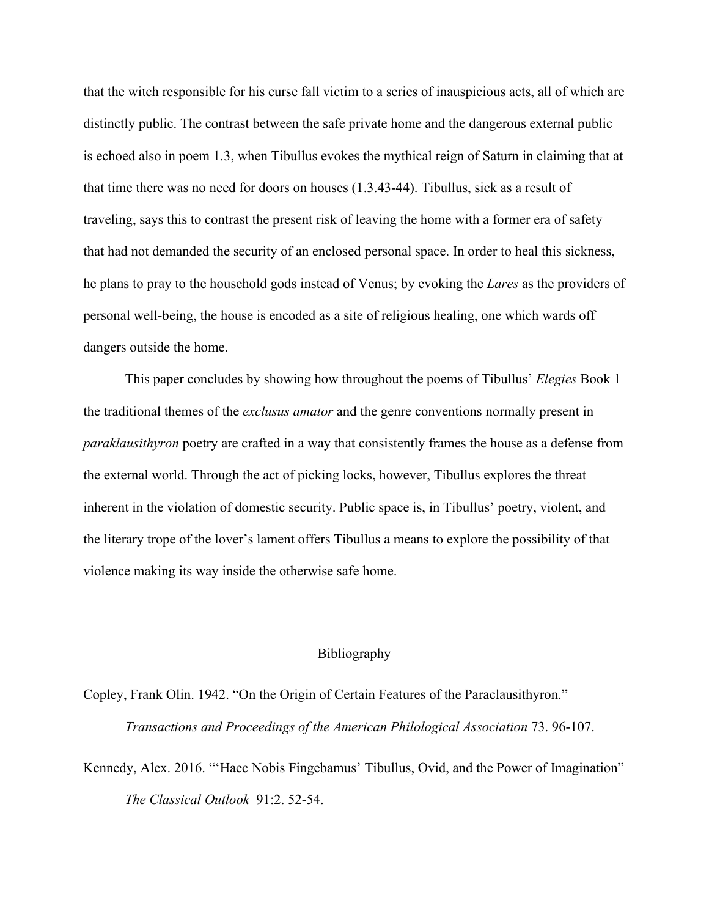that the witch responsible for his curse fall victim to a series of inauspicious acts, all of which are distinctly public. The contrast between the safe private home and the dangerous external public is echoed also in poem 1.3, when Tibullus evokes the mythical reign of Saturn in claiming that at that time there was no need for doors on houses (1.3.43-44). Tibullus, sick as a result of traveling, says this to contrast the present risk of leaving the home with a former era of safety that had not demanded the security of an enclosed personal space. In order to heal this sickness, he plans to pray to the household gods instead of Venus; by evoking the *Lares* as the providers of personal well-being, the house is encoded as a site of religious healing, one which wards off dangers outside the home.

This paper concludes by showing how throughout the poems of Tibullus' *Elegies* Book 1 the traditional themes of the *exclusus amator* and the genre conventions normally present in *paraklausithyron* poetry are crafted in a way that consistently frames the house as a defense from the external world. Through the act of picking locks, however, Tibullus explores the threat inherent in the violation of domestic security. Public space is, in Tibullus' poetry, violent, and the literary trope of the lover's lament offers Tibullus a means to explore the possibility of that violence making its way inside the otherwise safe home.

## Bibliography

Copley, Frank Olin. 1942. "On the Origin of Certain Features of the Paraclausithyron." *Transactions and Proceedings of the American Philological Association* 73. 96-107.

Kennedy, Alex. 2016. "'Haec Nobis Fingebamus' Tibullus, Ovid, and the Power of Imagination" *The Classical Outlook* 91:2. 52-54.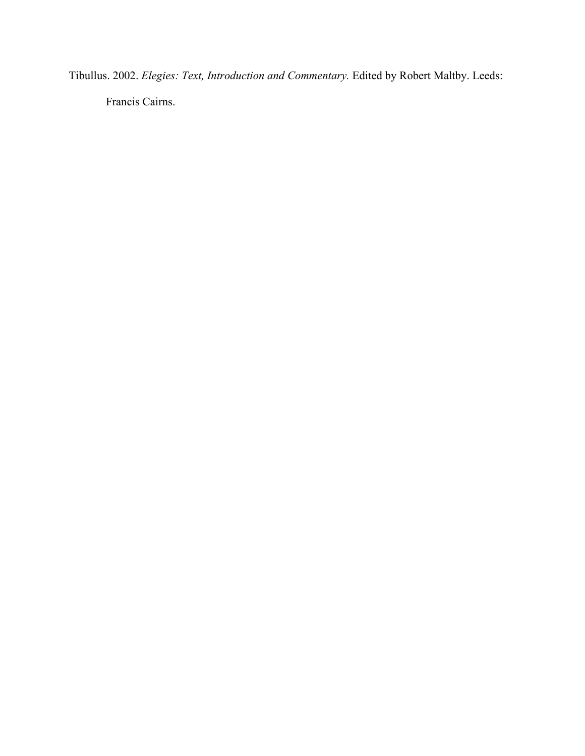Tibullus. 2002. *Elegies: Text, Introduction and Commentary.* Edited by Robert Maltby. Leeds: Francis Cairns.